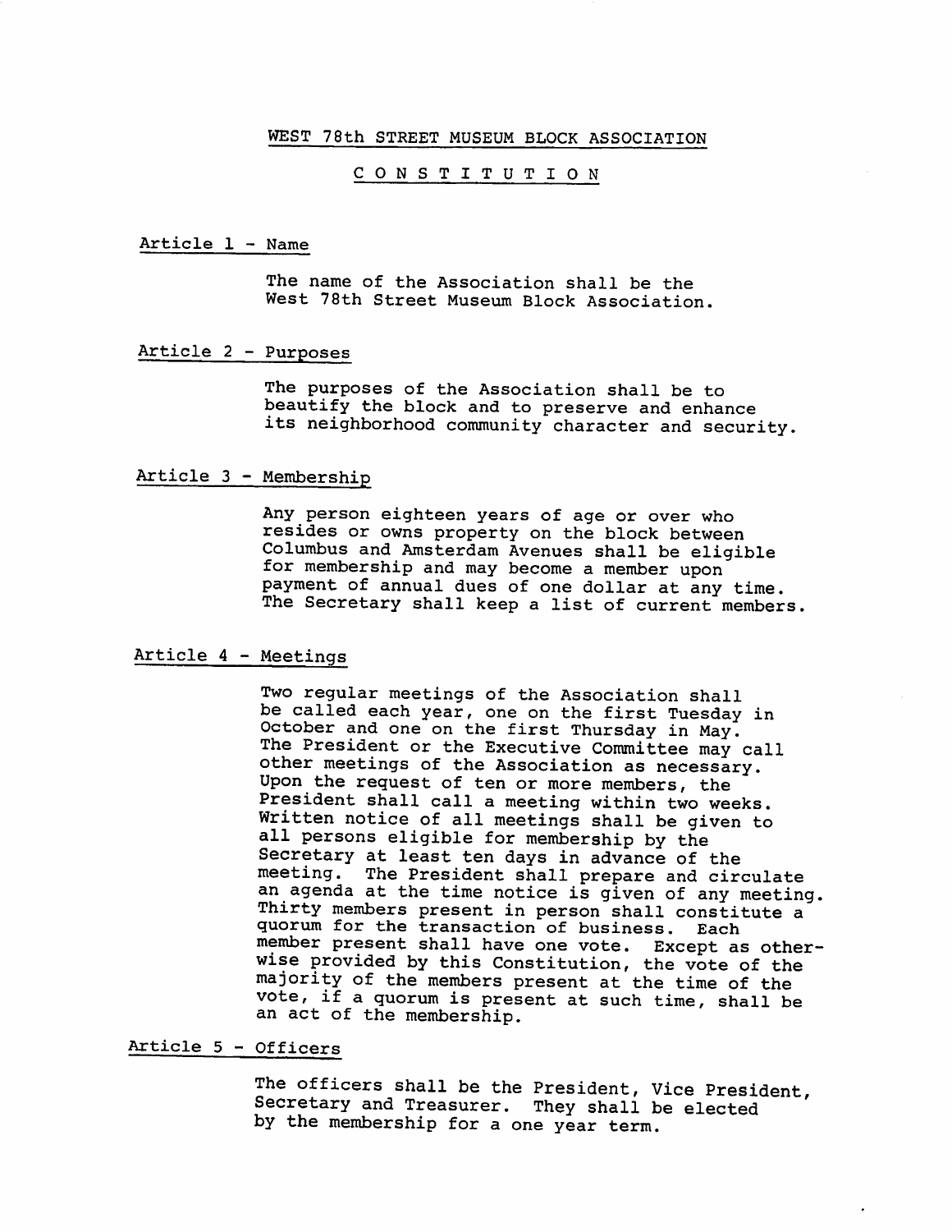# WEST 78th STREET MUSEUM BLOCK ASSOCIATION

## C O N S T I T U T I O N

### Article 1 - Name

The name of the Association shall be the West 78th Street Museum Block Association.

### Article 2 - Purposes

The purposes of the Association shall be to beautify the block and to preserve and enhance its neighborhood community character and security.

### Article 3 - Membership

Any person eighteen years of age or over who resides or owns property on the block between Columbus and Amsterdam Avenues shall be eligible for membership and may become a member upon payment of annual dues of one dollar at any time. The Secretary shall keep a list of current members.

### Article 4 - Meetings

Two regular meetings of the Association shall be called each year, one on the first Tuesday in October and one on the first Thursday in May. The President or the Executive Committee may call other meetings of the Association as necessary. Upon the request of ten or more members, the President shall call a meeting within two weeks. Written notice of all meetings shall be given to all persons eligible for membership by the Secretary at least ten days in advance of the meeting. The President shall prepare and circulate an agenda at the time notice is given of any meeting. Thirty members present in person shall constitute a quorum for the transaction of business. Each member present shall have one vote. Except as otherwise provided by this Constitution, the vote of the majority of the members present at the time of the vote, if a quorum is present at such time, shall be an act of the membership.

### Article 5 - Officers

The officers shall be the President, Vice President, Secretary and Treasurer. They shall be elected by the membership for a one year term.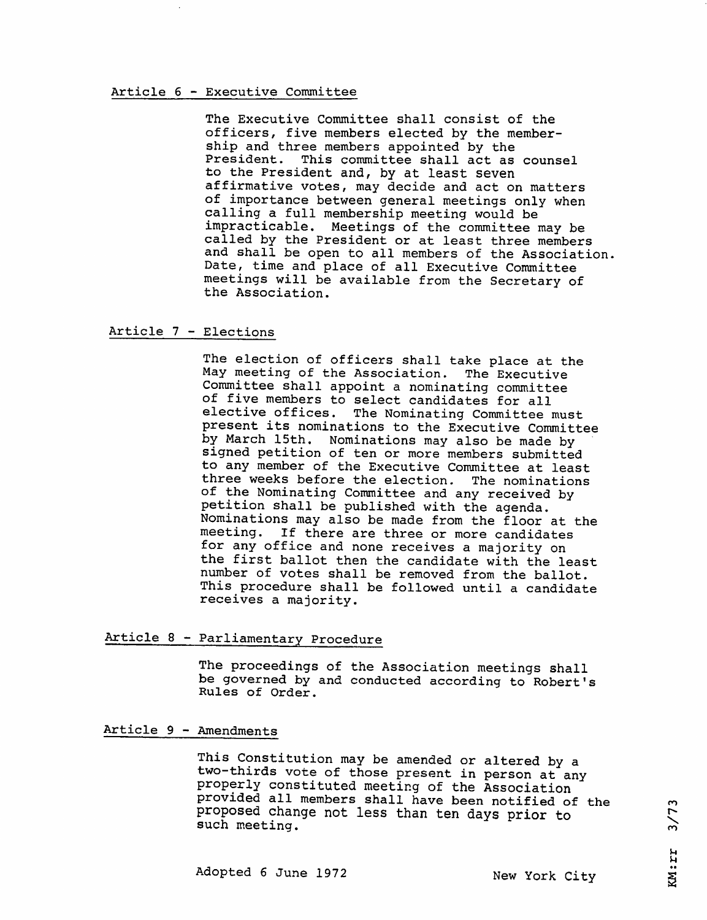## Article 6 - Executive Committee

The Executive Committee shall consist of the officers, five members elected by the membership and three members appointed by the President. This committee shall act as counsel to the President and, by at least seven affirmative votes, may decide and act on matters of importance between general meetings only when calling a full membership meeting would be impracticable. Meetings of the committee may be called by the President or at least three members and shall be open to all members of the Association. Date, time and place of all Executive Committee meetings will be available from the Secretary of the Association.

## Article 7 - Elections

The election of officers shall take place at the May meeting of the Association. The Executive Committee shall appoint a nominating committee of five members to select candidates for all elective offices. The Nominating Committee must present its nominations to the Executive Committee by March 15th. Nominations may also be made by signed petition of ten or more members submitted to any member of the Executive Committee at least three weeks before the election. The nominations of the Nominating Committee and any received by petition shall be published with the agenda. Nominations may also be made from the floor at the meeting. If there are three or more candidates for any office and none receives a majority on the first ballot then the candidate with the least number of votes shall be removed from the ballot. This procedure shall be followed until a candidate receives a majority.

## Article 8 - Parliamentary Procedure

The proceedings of the Association meetings shall be governed by and conducted according to Robert's Rules of Order.

## Article 9 - Amendments

This Constitution may be amended or altered by a two-thirds vote of those present in person at any properly constituted meeting of the Association provided all members shall have been notified of the proposed change not less than ten days prior to such meeting.

Adopted 6 June 1972 New York City

KM:rr 3/73